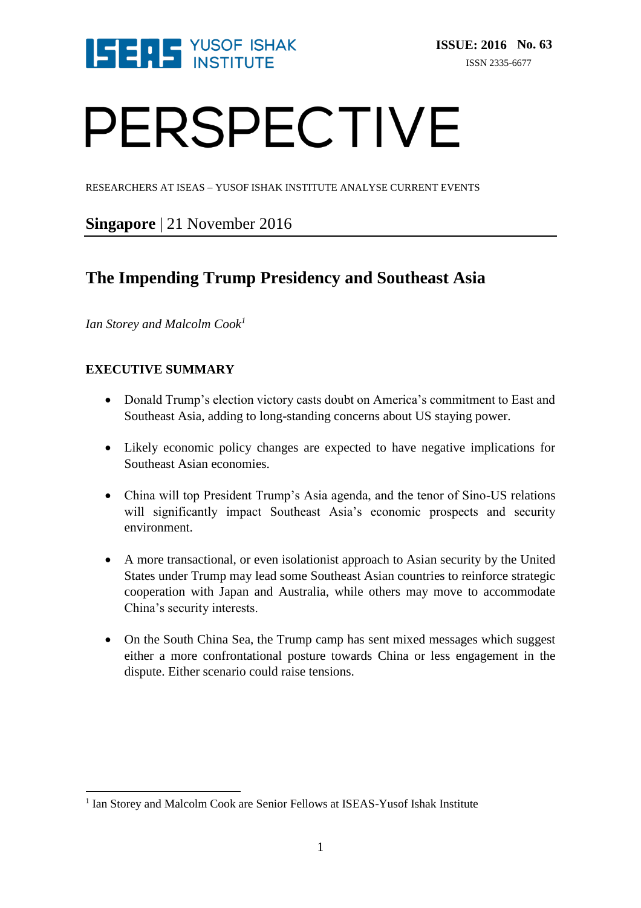ISEAS YUSOF ISHAK INSTITUTE

**ISSUE: 2016 No. 63**

ISSN 2335-6677

# PERSPECTIVE

RESEARCHERS AT ISEAS – YUSOF ISHAK INSTITUTE ANALYSE CURRENT EVENTS

**Singapore** | 21 November 2016

## The Impending Trump Presidency and Southeast Asia

*Ian Storey and Malcolm Cook*[1]

### EXECUTIVE SUMMARY

- Donald Trump's election victory casts doubt on America's commitment to East and Southeast Asia, adding to long-standing concerns about US staying power.
- Likely economic policy changes are expected to have negative implications for Southeast Asian economies.
- China will top President Trump's Asia agenda, and the tenor of Sino-US relations will significantly impact Southeast Asia's economic prospects and security environment.
- A more transactional, or even isolationist approach to Asian security by the United States under Trump may lead some Southeast Asian countries to reinforce strategic cooperation with Japan and Australia, while others may move to accommodate China's security interests.
- On the South China Sea, the Trump camp has sent mixed messages which suggest either a more confrontational posture towards China or less engagement in the dispute. Either scenario could raise tensions.

---

[1] Ian Storey and Malcolm Cook are Senior Fellows at ISEAS-Yusof Ishak Institute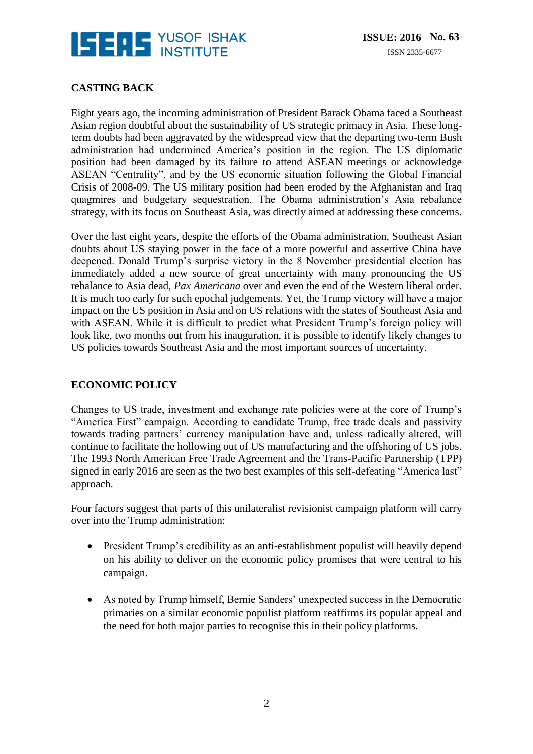## CASTING BACK

Eight years ago, the incoming administration of President Barack Obama faced a Southeast Asian region doubtful about the sustainability of US strategic primacy in Asia. These long-term doubts had been aggravated by the widespread view that the departing two-term Bush administration had undermined America's position in the region. The US diplomatic position had been damaged by its failure to attend ASEAN meetings or acknowledge ASEAN "Centrality", and by the US economic situation following the Global Financial Crisis of 2008-09. The US military position had been eroded by the Afghanistan and Iraq quagmires and budgetary sequestration. The Obama administration's Asia rebalance strategy, with its focus on Southeast Asia, was directly aimed at addressing these concerns.

Over the last eight years, despite the efforts of the Obama administration, Southeast Asian doubts about US staying power in the face of a more powerful and assertive China have deepened. Donald Trump's surprise victory in the 8 November presidential election has immediately added a new source of great uncertainty with many pronouncing the US rebalance to Asia dead, *Pax Americana* over and even the end of the Western liberal order. It is much too early for such epochal judgements. Yet, the Trump victory will have a major impact on the US position in Asia and on US relations with the states of Southeast Asia and with ASEAN. While it is difficult to predict what President Trump's foreign policy will look like, two months out from his inauguration, it is possible to identify likely changes to US policies towards Southeast Asia and the most important sources of uncertainty.

## ECONOMIC POLICY

Changes to US trade, investment and exchange rate policies were at the core of Trump's "America First" campaign. According to candidate Trump, free trade deals and passivity towards trading partners' currency manipulation have and, unless radically altered, will continue to facilitate the hollowing out of US manufacturing and the offshoring of US jobs. The 1993 North American Free Trade Agreement and the Trans-Pacific Partnership (TPP) signed in early 2016 are seen as the two best examples of this self-defeating "America last" approach.

Four factors suggest that parts of this unilateralist revisionist campaign platform will carry over into the Trump administration:

- President Trump's credibility as an anti-establishment populist will heavily depend on his ability to deliver on the economic policy promises that were central to his campaign.

- As noted by Trump himself, Bernie Sanders' unexpected success in the Democratic primaries on a similar economic populist platform reaffirms its popular appeal and the need for both major parties to recognise this in their policy platforms.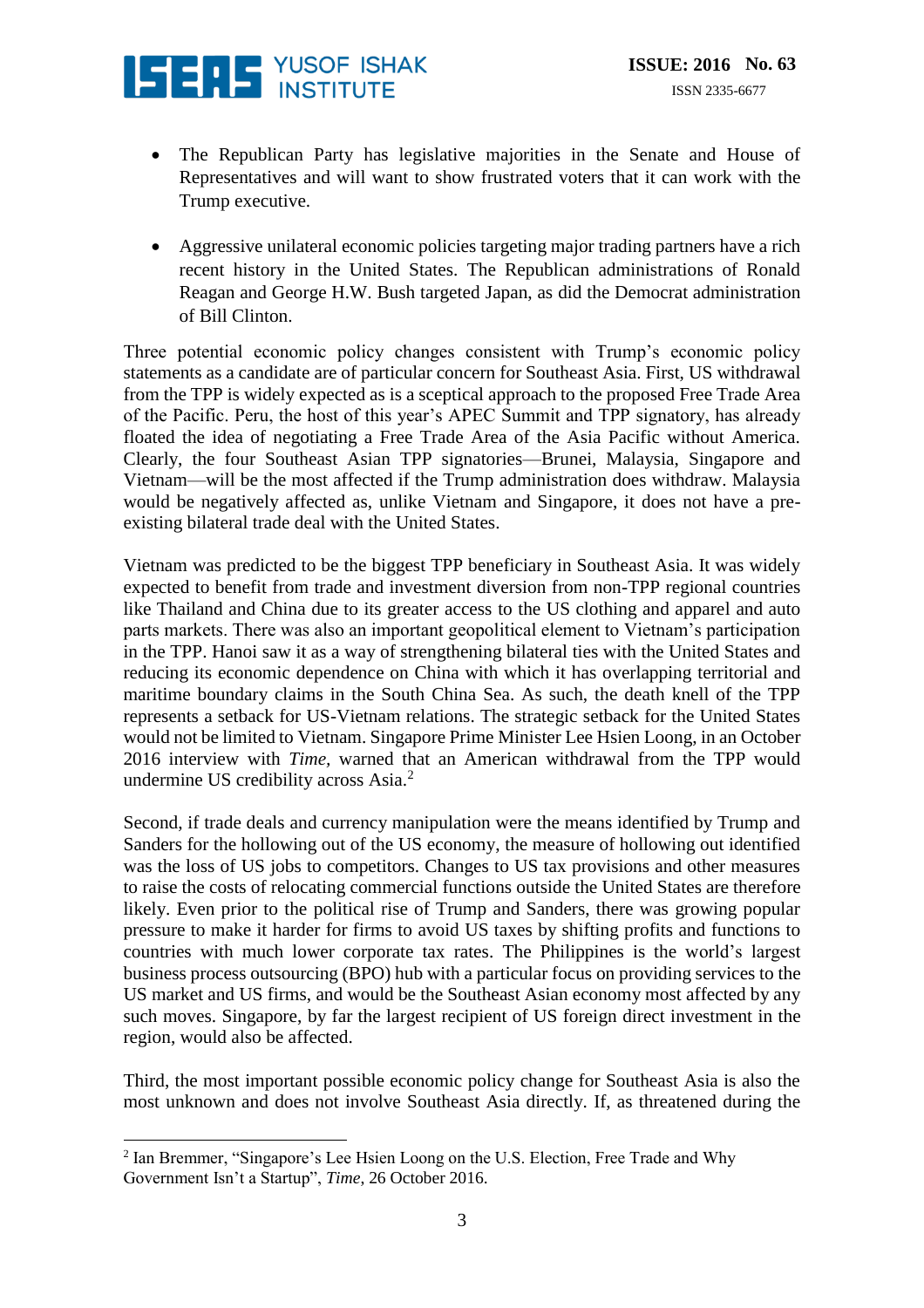- The Republican Party has legislative majorities in the Senate and House of Representatives and will want to show frustrated voters that it can work with the Trump executive.

- Aggressive unilateral economic policies targeting major trading partners have a rich recent history in the United States. The Republican administrations of Ronald Reagan and George H.W. Bush targeted Japan, as did the Democrat administration of Bill Clinton.

Three potential economic policy changes consistent with Trump's economic policy statements as a candidate are of particular concern for Southeast Asia. First, US withdrawal from the TPP is widely expected as is a sceptical approach to the proposed Free Trade Area of the Pacific. Peru, the host of this year's APEC Summit and TPP signatory, has already floated the idea of negotiating a Free Trade Area of the Asia Pacific without America. Clearly, the four Southeast Asian TPP signatories—Brunei, Malaysia, Singapore and Vietnam—will be the most affected if the Trump administration does withdraw. Malaysia would be negatively affected as, unlike Vietnam and Singapore, it does not have a pre-existing bilateral trade deal with the United States.

Vietnam was predicted to be the biggest TPP beneficiary in Southeast Asia. It was widely expected to benefit from trade and investment diversion from non-TPP regional countries like Thailand and China due to its greater access to the US clothing and apparel and auto parts markets. There was also an important geopolitical element to Vietnam's participation in the TPP. Hanoi saw it as a way of strengthening bilateral ties with the United States and reducing its economic dependence on China with which it has overlapping territorial and maritime boundary claims in the South China Sea. As such, the death knell of the TPP represents a setback for US-Vietnam relations. The strategic setback for the United States would not be limited to Vietnam. Singapore Prime Minister Lee Hsien Loong, in an October 2016 interview with *Time*, warned that an American withdrawal from the TPP would undermine US credibility across Asia.[2]

Second, if trade deals and currency manipulation were the means identified by Trump and Sanders for the hollowing out of the US economy, the measure of hollowing out identified was the loss of US jobs to competitors. Changes to US tax provisions and other measures to raise the costs of relocating commercial functions outside the United States are therefore likely. Even prior to the political rise of Trump and Sanders, there was growing popular pressure to make it harder for firms to avoid US taxes by shifting profits and functions to countries with much lower corporate tax rates. The Philippines is the world's largest business process outsourcing (BPO) hub with a particular focus on providing services to the US market and US firms, and would be the Southeast Asian economy most affected by any such moves. Singapore, by far the largest recipient of US foreign direct investment in the region, would also be affected.

Third, the most important possible economic policy change for Southeast Asia is also the most unknown and does not involve Southeast Asia directly. If, as threatened during the

[2] Ian Bremmer, "Singapore's Lee Hsien Loong on the U.S. Election, Free Trade and Why Government Isn't a Startup", *Time*, 26 October 2016.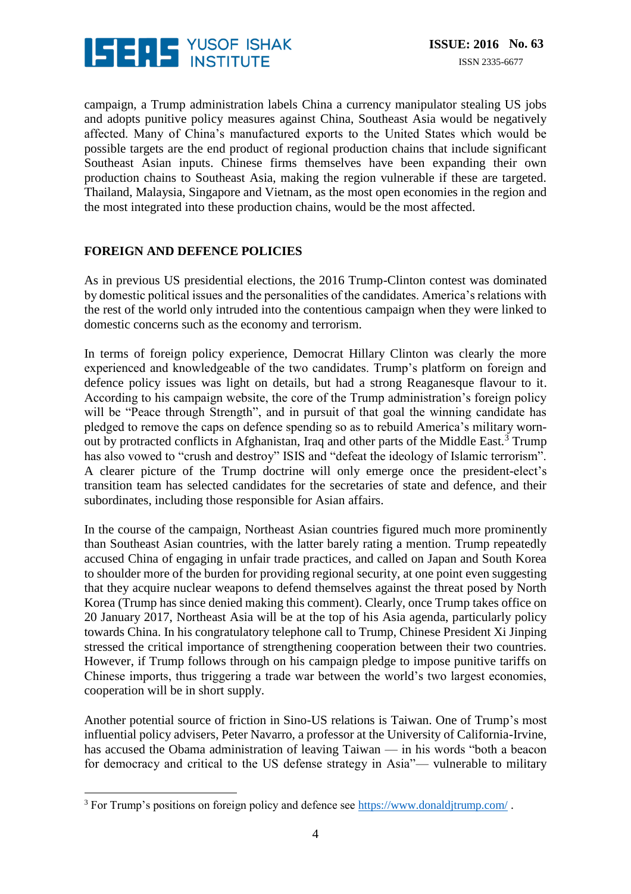campaign, a Trump administration labels China a currency manipulator stealing US jobs and adopts punitive policy measures against China, Southeast Asia would be negatively affected. Many of China's manufactured exports to the United States which would be possible targets are the end product of regional production chains that include significant Southeast Asian inputs. Chinese firms themselves have been expanding their own production chains to Southeast Asia, making the region vulnerable if these are targeted. Thailand, Malaysia, Singapore and Vietnam, as the most open economies in the region and the most integrated into these production chains, would be the most affected.

## FOREIGN AND DEFENCE POLICIES

As in previous US presidential elections, the 2016 Trump-Clinton contest was dominated by domestic political issues and the personalities of the candidates. America's relations with the rest of the world only intruded into the contentious campaign when they were linked to domestic concerns such as the economy and terrorism.

In terms of foreign policy experience, Democrat Hillary Clinton was clearly the more experienced and knowledgeable of the two candidates. Trump's platform on foreign and defence policy issues was light on details, but had a strong Reaganesque flavour to it. According to his campaign website, the core of the Trump administration's foreign policy will be "Peace through Strength", and in pursuit of that goal the winning candidate has pledged to remove the caps on defence spending so as to rebuild America's military worn-out by protracted conflicts in Afghanistan, Iraq and other parts of the Middle East.[3] Trump has also vowed to "crush and destroy" ISIS and "defeat the ideology of Islamic terrorism". A clearer picture of the Trump doctrine will only emerge once the president-elect's transition team has selected candidates for the secretaries of state and defence, and their subordinates, including those responsible for Asian affairs.

In the course of the campaign, Northeast Asian countries figured much more prominently than Southeast Asian countries, with the latter barely rating a mention. Trump repeatedly accused China of engaging in unfair trade practices, and called on Japan and South Korea to shoulder more of the burden for providing regional security, at one point even suggesting that they acquire nuclear weapons to defend themselves against the threat posed by North Korea (Trump has since denied making this comment). Clearly, once Trump takes office on 20 January 2017, Northeast Asia will be at the top of his Asia agenda, particularly policy towards China. In his congratulatory telephone call to Trump, Chinese President Xi Jinping stressed the critical importance of strengthening cooperation between their two countries. However, if Trump follows through on his campaign pledge to impose punitive tariffs on Chinese imports, thus triggering a trade war between the world's two largest economies, cooperation will be in short supply.

Another potential source of friction in Sino-US relations is Taiwan. One of Trump's most influential policy advisers, Peter Navarro, a professor at the University of California-Irvine, has accused the Obama administration of leaving Taiwan — in his words "both a beacon for democracy and critical to the US defense strategy in Asia"— vulnerable to military

---

[3] For Trump's positions on foreign policy and defence see https://www.donaldjtrump.com/ .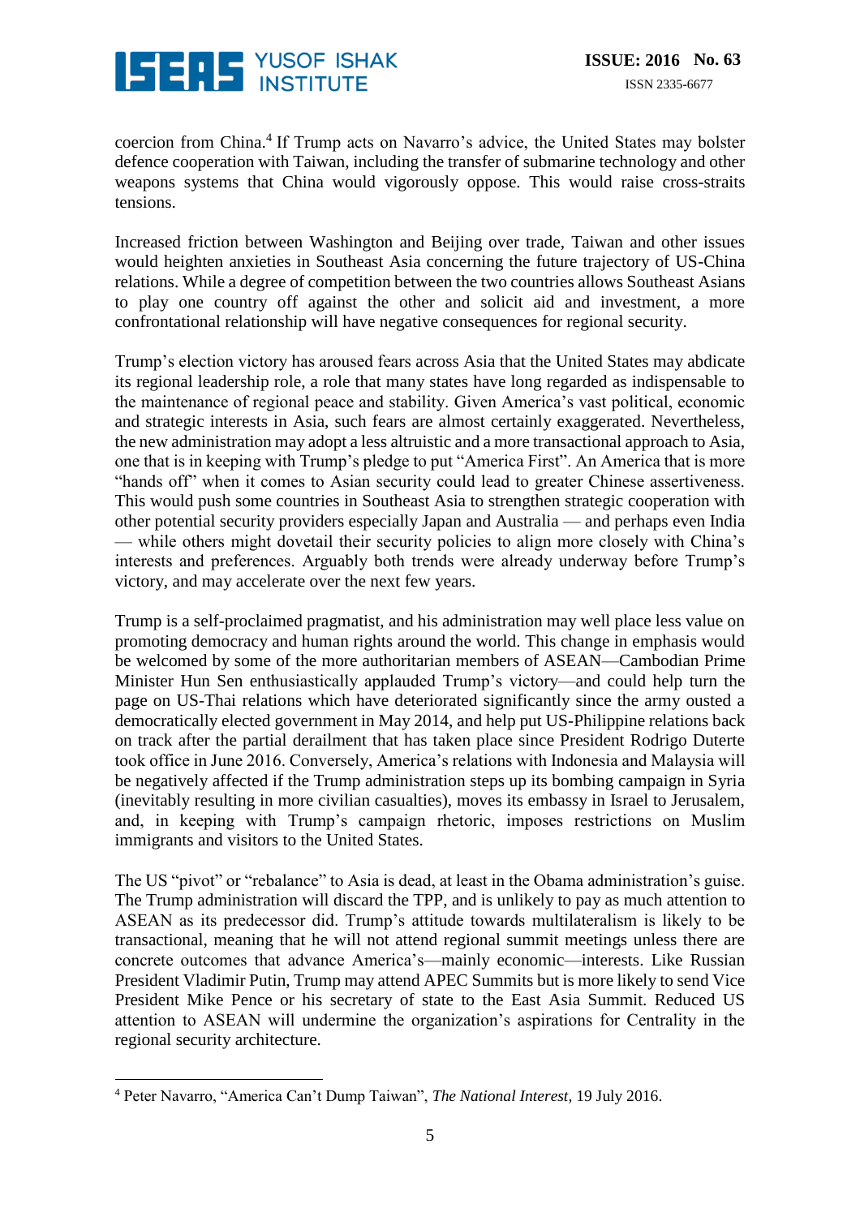coercion from China.[4] If Trump acts on Navarro's advice, the United States may bolster defence cooperation with Taiwan, including the transfer of submarine technology and other weapons systems that China would vigorously oppose. This would raise cross-straits tensions.

Increased friction between Washington and Beijing over trade, Taiwan and other issues would heighten anxieties in Southeast Asia concerning the future trajectory of US-China relations. While a degree of competition between the two countries allows Southeast Asians to play one country off against the other and solicit aid and investment, a more confrontational relationship will have negative consequences for regional security.

Trump's election victory has aroused fears across Asia that the United States may abdicate its regional leadership role, a role that many states have long regarded as indispensable to the maintenance of regional peace and stability. Given America's vast political, economic and strategic interests in Asia, such fears are almost certainly exaggerated. Nevertheless, the new administration may adopt a less altruistic and a more transactional approach to Asia, one that is in keeping with Trump's pledge to put "America First". An America that is more "hands off" when it comes to Asian security could lead to greater Chinese assertiveness. This would push some countries in Southeast Asia to strengthen strategic cooperation with other potential security providers especially Japan and Australia — and perhaps even India — while others might dovetail their security policies to align more closely with China's interests and preferences. Arguably both trends were already underway before Trump's victory, and may accelerate over the next few years.

Trump is a self-proclaimed pragmatist, and his administration may well place less value on promoting democracy and human rights around the world. This change in emphasis would be welcomed by some of the more authoritarian members of ASEAN—Cambodian Prime Minister Hun Sen enthusiastically applauded Trump's victory—and could help turn the page on US-Thai relations which have deteriorated significantly since the army ousted a democratically elected government in May 2014, and help put US-Philippine relations back on track after the partial derailment that has taken place since President Rodrigo Duterte took office in June 2016. Conversely, America's relations with Indonesia and Malaysia will be negatively affected if the Trump administration steps up its bombing campaign in Syria (inevitably resulting in more civilian casualties), moves its embassy in Israel to Jerusalem, and, in keeping with Trump's campaign rhetoric, imposes restrictions on Muslim immigrants and visitors to the United States.

The US "pivot" or "rebalance" to Asia is dead, at least in the Obama administration's guise. The Trump administration will discard the TPP, and is unlikely to pay as much attention to ASEAN as its predecessor did. Trump's attitude towards multilateralism is likely to be transactional, meaning that he will not attend regional summit meetings unless there are concrete outcomes that advance America's—mainly economic—interests. Like Russian President Vladimir Putin, Trump may attend APEC Summits but is more likely to send Vice President Mike Pence or his secretary of state to the East Asia Summit. Reduced US attention to ASEAN will undermine the organization's aspirations for Centrality in the regional security architecture.

---

[4] Peter Navarro, "America Can't Dump Taiwan", *The National Interest*, 19 July 2016.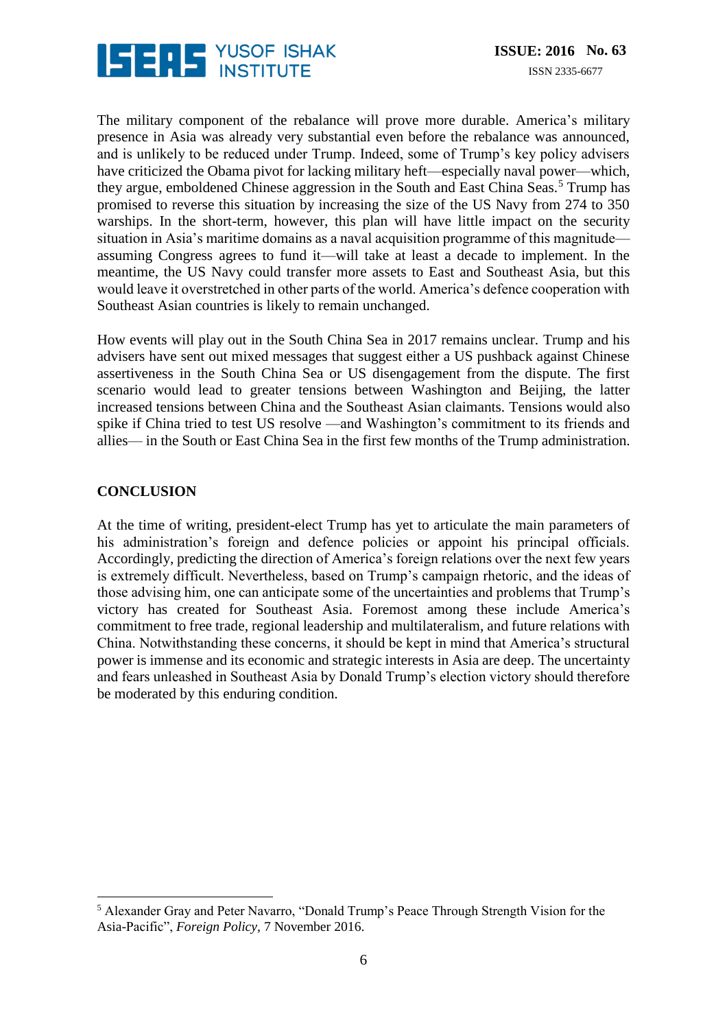The military component of the rebalance will prove more durable. America's military presence in Asia was already very substantial even before the rebalance was announced, and is unlikely to be reduced under Trump. Indeed, some of Trump's key policy advisers have criticized the Obama pivot for lacking military heft—especially naval power—which, they argue, emboldened Chinese aggression in the South and East China Seas.[5] Trump has promised to reverse this situation by increasing the size of the US Navy from 274 to 350 warships. In the short-term, however, this plan will have little impact on the security situation in Asia's maritime domains as a naval acquisition programme of this magnitude—assuming Congress agrees to fund it—will take at least a decade to implement. In the meantime, the US Navy could transfer more assets to East and Southeast Asia, but this would leave it overstretched in other parts of the world. America's defence cooperation with Southeast Asian countries is likely to remain unchanged.

How events will play out in the South China Sea in 2017 remains unclear. Trump and his advisers have sent out mixed messages that suggest either a US pushback against Chinese assertiveness in the South China Sea or US disengagement from the dispute. The first scenario would lead to greater tensions between Washington and Beijing, the latter increased tensions between China and the Southeast Asian claimants. Tensions would also spike if China tried to test US resolve —and Washington's commitment to its friends and allies— in the South or East China Sea in the first few months of the Trump administration.

## CONCLUSION

At the time of writing, president-elect Trump has yet to articulate the main parameters of his administration's foreign and defence policies or appoint his principal officials. Accordingly, predicting the direction of America's foreign relations over the next few years is extremely difficult. Nevertheless, based on Trump's campaign rhetoric, and the ideas of those advising him, one can anticipate some of the uncertainties and problems that Trump's victory has created for Southeast Asia. Foremost among these include America's commitment to free trade, regional leadership and multilateralism, and future relations with China. Notwithstanding these concerns, it should be kept in mind that America's structural power is immense and its economic and strategic interests in Asia are deep. The uncertainty and fears unleashed in Southeast Asia by Donald Trump's election victory should therefore be moderated by this enduring condition.

---

[5] Alexander Gray and Peter Navarro, "Donald Trump's Peace Through Strength Vision for the Asia-Pacific", *Foreign Policy*, 7 November 2016.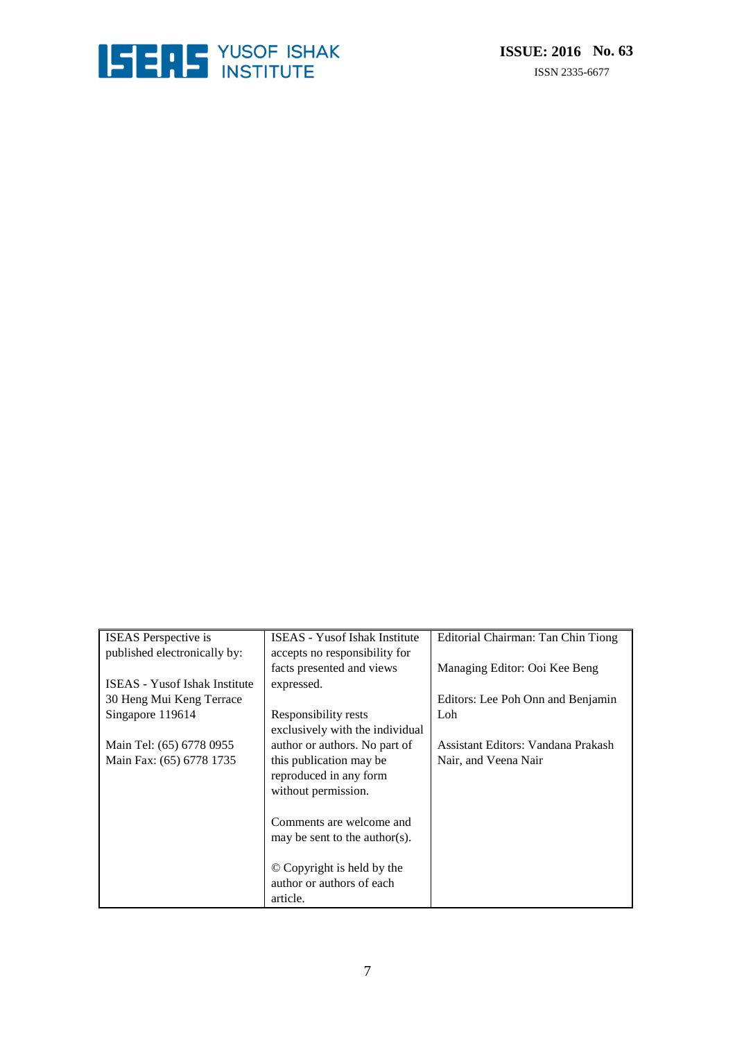| | | |
|---|---|---|
| ISEAS Perspective is published electronically by:<br><br>ISEAS - Yusof Ishak Institute<br>30 Heng Mui Keng Terrace<br>Singapore 119614<br><br>Main Tel: (65) 6778 0955<br>Main Fax: (65) 6778 1735 | ISEAS - Yusof Ishak Institute accepts no responsibility for facts presented and views expressed.<br><br>Responsibility rests exclusively with the individual author or authors. No part of this publication may be reproduced in any form without permission.<br><br>Comments are welcome and may be sent to the author(s).<br><br>© Copyright is held by the author or authors of each article. | Editorial Chairman: Tan Chin Tiong<br><br>Managing Editor: Ooi Kee Beng<br><br>Editors: Lee Poh Onn and Benjamin Loh<br><br>Assistant Editors: Vandana Prakash Nair, and Veena Nair |